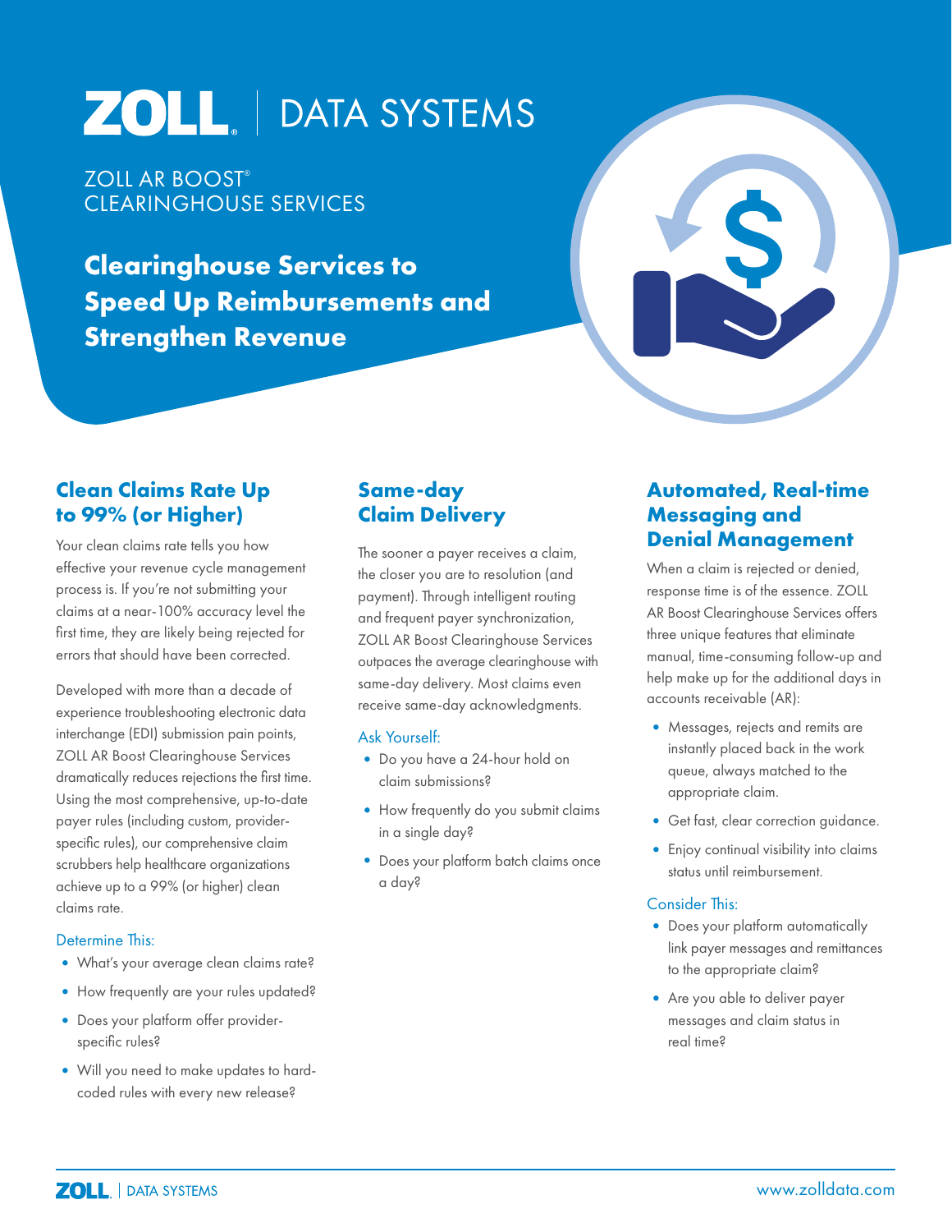# ZOLL | DATA SYSTEMS

ZOLL AR BOOST®
CLEARINGHOUSE SERVICES

## Clearinghouse Services to Speed Up Reimbursements and Strengthen Revenue

### Clean Claims Rate Up to 99% (or Higher)

Your clean claims rate tells you how effective your revenue cycle management process is. If you're not submitting your claims at a near-100% accuracy level the first time, they are likely being rejected for errors that should have been corrected.

Developed with more than a decade of experience troubleshooting electronic data interchange (EDI) submission pain points, ZOLL AR Boost Clearinghouse Services dramatically reduces rejections the first time. Using the most comprehensive, up-to-date payer rules (including custom, provider-specific rules), our comprehensive claim scrubbers help healthcare organizations achieve up to a 99% (or higher) clean claims rate.

Determine This:

- What's your average clean claims rate?
- How frequently are your rules updated?
- Does your platform offer provider-specific rules?
- Will you need to make updates to hard-coded rules with every new release?

### Same-day Claim Delivery

The sooner a payer receives a claim, the closer you are to resolution (and payment). Through intelligent routing and frequent payer synchronization, ZOLL AR Boost Clearinghouse Services outpaces the average clearinghouse with same-day delivery. Most claims even receive same-day acknowledgments.

Ask Yourself:

- Do you have a 24-hour hold on claim submissions?
- How frequently do you submit claims in a single day?
- Does your platform batch claims once a day?

### Automated, Real-time Messaging and Denial Management

When a claim is rejected or denied, response time is of the essence. ZOLL AR Boost Clearinghouse Services offers three unique features that eliminate manual, time-consuming follow-up and help make up for the additional days in accounts receivable (AR):

- Messages, rejects and remits are instantly placed back in the work queue, always matched to the appropriate claim.
- Get fast, clear correction guidance.
- Enjoy continual visibility into claims status until reimbursement.

Consider This:

- Does your platform automatically link payer messages and remittances to the appropriate claim?
- Are you able to deliver payer messages and claim status in real time?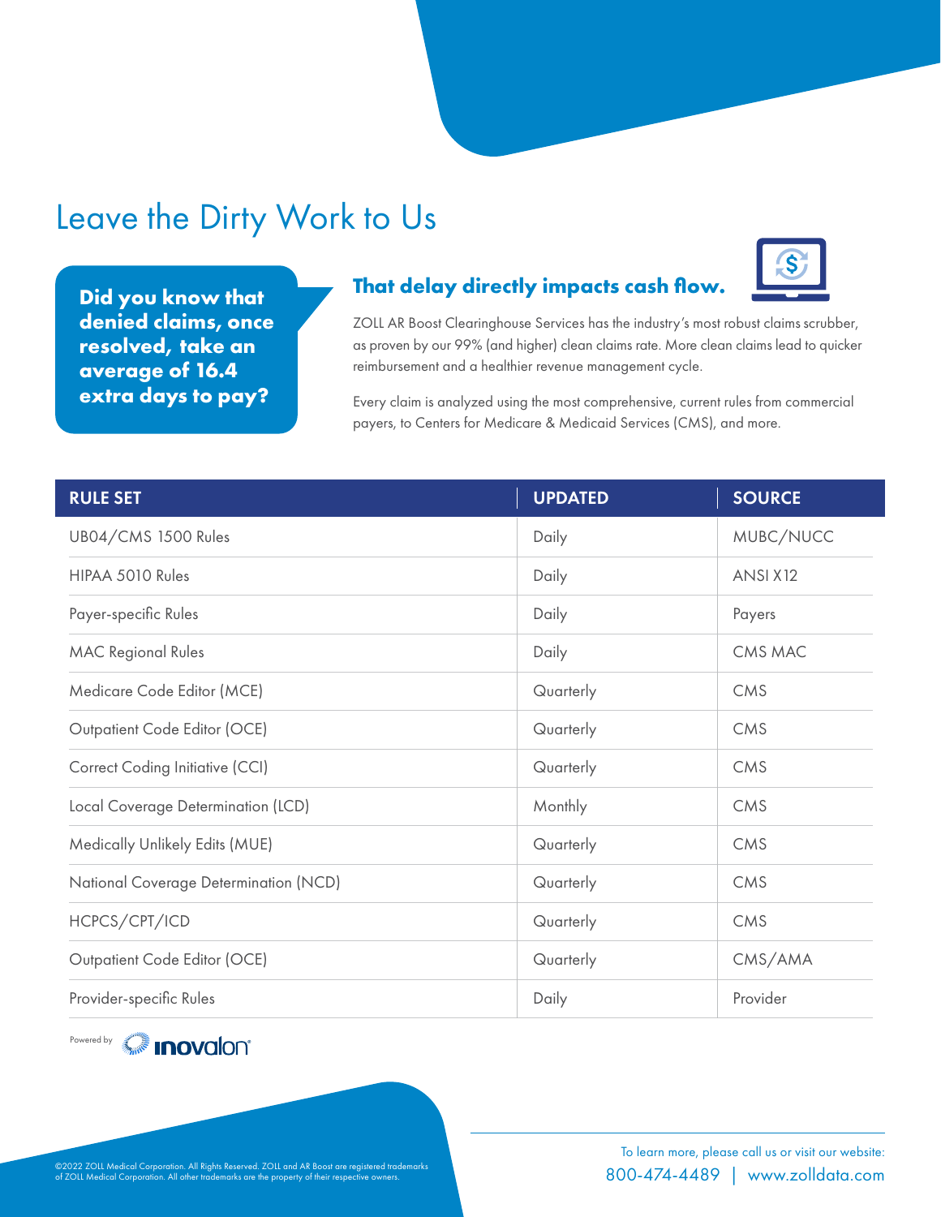# Leave the Dirty Work to Us

**Did you know that denied claims, once resolved, take an average of 16.4 extra days to pay?**

## That delay directly impacts cash flow.

ZOLL AR Boost Clearinghouse Services has the industry's most robust claims scrubber, as proven by our 99% (and higher) clean claims rate. More clean claims lead to quicker reimbursement and a healthier revenue management cycle.

Every claim is analyzed using the most comprehensive, current rules from commercial payers, to Centers for Medicare & Medicaid Services (CMS), and more.

| RULE SET | UPDATED | SOURCE |
|---|---|---|
| UB04/CMS 1500 Rules | Daily | MUBC/NUCC |
| HIPAA 5010 Rules | Daily | ANSI X12 |
| Payer-specific Rules | Daily | Payers |
| MAC Regional Rules | Daily | CMS MAC |
| Medicare Code Editor (MCE) | Quarterly | CMS |
| Outpatient Code Editor (OCE) | Quarterly | CMS |
| Correct Coding Initiative (CCI) | Quarterly | CMS |
| Local Coverage Determination (LCD) | Monthly | CMS |
| Medically Unlikely Edits (MUE) | Quarterly | CMS |
| National Coverage Determination (NCD) | Quarterly | CMS |
| HCPCS/CPT/ICD | Quarterly | CMS |
| Outpatient Code Editor (OCE) | Quarterly | CMS/AMA |
| Provider-specific Rules | Daily | Provider |

Powered by inovalon®

©2022 ZOLL Medical Corporation. All Rights Reserved. ZOLL and AR Boost are registered trademarks of ZOLL Medical Corporation. All other trademarks are the property of their respective owners.

To learn more, please call us or visit our website:
800-474-4489 | www.zolldata.com